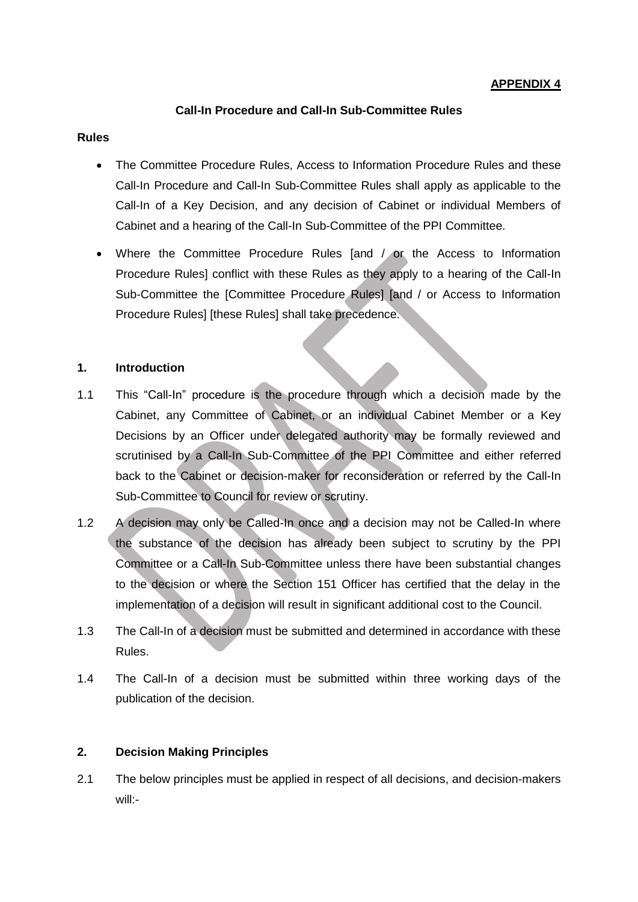**APPENDIX 4**

**Call-In Procedure and Call-In Sub-Committee Rules**

**Rules**

- The Committee Procedure Rules, Access to Information Procedure Rules and these Call-In Procedure and Call-In Sub-Committee Rules shall apply as applicable to the Call-In of a Key Decision, and any decision of Cabinet or individual Members of Cabinet and a hearing of the Call-In Sub-Committee of the PPI Committee.
- Where the Committee Procedure Rules [and / or the Access to Information Procedure Rules] conflict with these Rules as they apply to a hearing of the Call-In Sub-Committee the [Committee Procedure Rules] [and / or Access to Information Procedure Rules] [these Rules] shall take precedence.

## 1. Introduction

1.1 This "Call-In" procedure is the procedure through which a decision made by the Cabinet, any Committee of Cabinet, or an individual Cabinet Member or a Key Decisions by an Officer under delegated authority may be formally reviewed and scrutinised by a Call-In Sub-Committee of the PPI Committee and either referred back to the Cabinet or decision-maker for reconsideration or referred by the Call-In Sub-Committee to Council for review or scrutiny.

1.2 A decision may only be Called-In once and a decision may not be Called-In where the substance of the decision has already been subject to scrutiny by the PPI Committee or a Call-In Sub-Committee unless there have been substantial changes to the decision or where the Section 151 Officer has certified that the delay in the implementation of a decision will result in significant additional cost to the Council.

1.3 The Call-In of a decision must be submitted and determined in accordance with these Rules.

1.4 The Call-In of a decision must be submitted within three working days of the publication of the decision.

## 2. Decision Making Principles

2.1 The below principles must be applied in respect of all decisions, and decision-makers will:-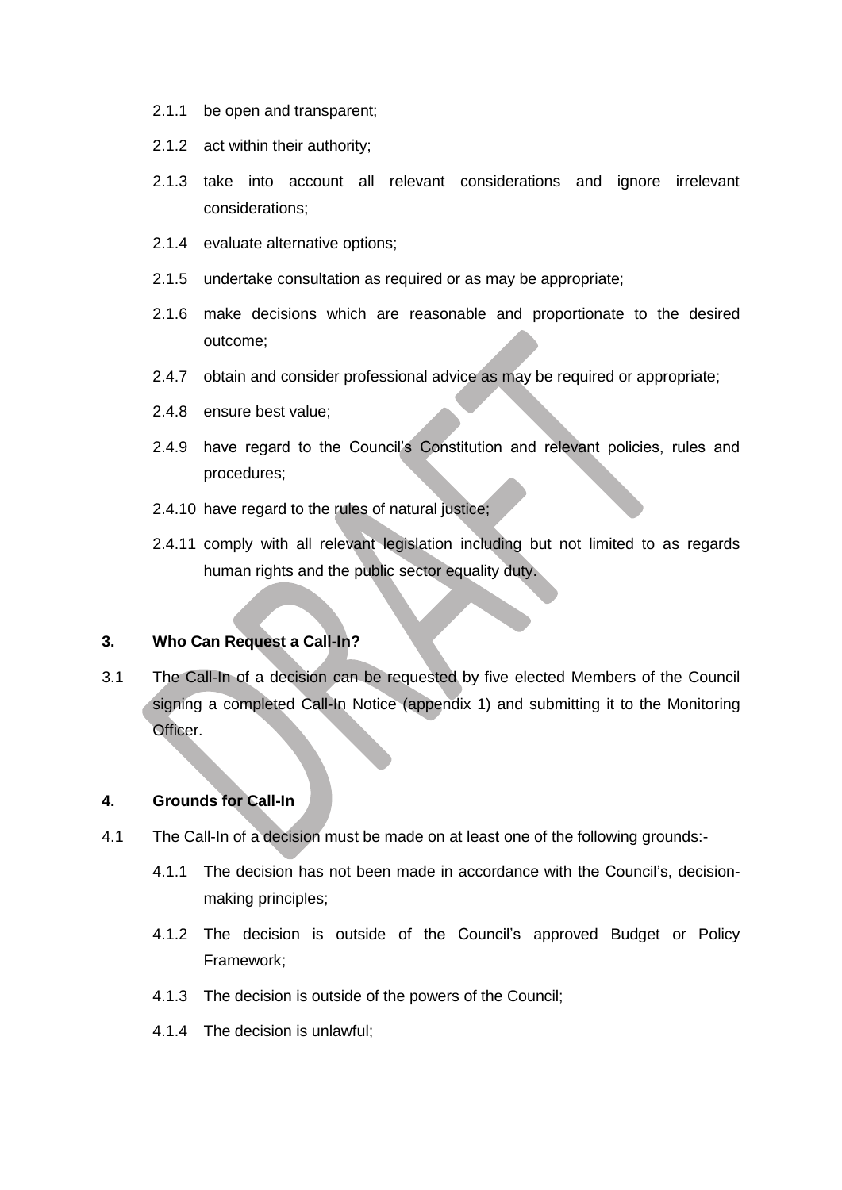2.1.1 be open and transparent;

2.1.2 act within their authority;

2.1.3 take into account all relevant considerations and ignore irrelevant considerations;

2.1.4 evaluate alternative options;

2.1.5 undertake consultation as required or as may be appropriate;

2.1.6 make decisions which are reasonable and proportionate to the desired outcome;

2.4.7 obtain and consider professional advice as may be required or appropriate;

2.4.8 ensure best value;

2.4.9 have regard to the Council's Constitution and relevant policies, rules and procedures;

2.4.10 have regard to the rules of natural justice;

2.4.11 comply with all relevant legislation including but not limited to as regards human rights and the public sector equality duty.

## 3. Who Can Request a Call-In?

3.1 The Call-In of a decision can be requested by five elected Members of the Council signing a completed Call-In Notice (appendix 1) and submitting it to the Monitoring Officer.

## 4. Grounds for Call-In

4.1 The Call-In of a decision must be made on at least one of the following grounds:-

4.1.1 The decision has not been made in accordance with the Council's, decision-making principles;

4.1.2 The decision is outside of the Council's approved Budget or Policy Framework;

4.1.3 The decision is outside of the powers of the Council;

4.1.4 The decision is unlawful;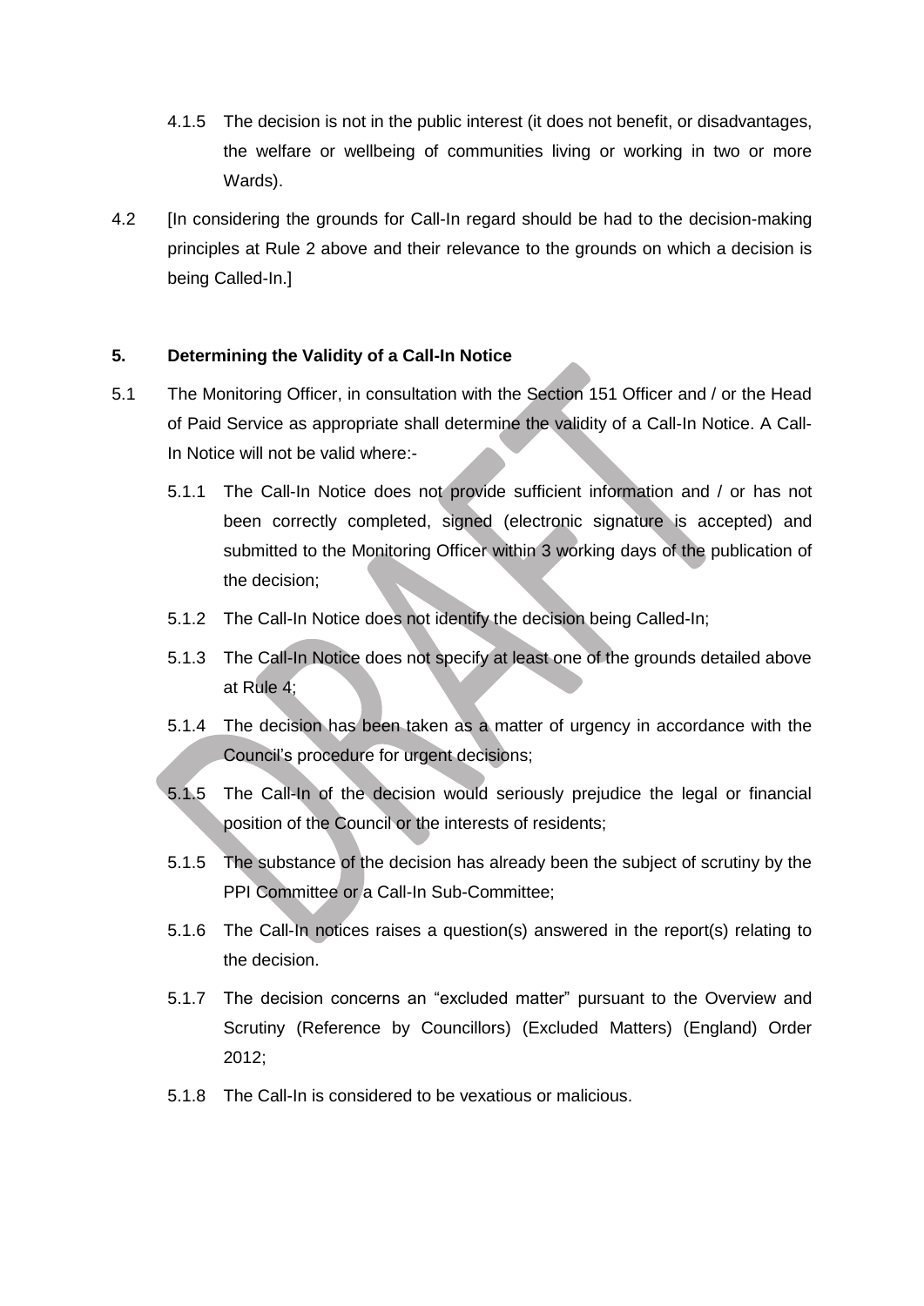4.1.5 The decision is not in the public interest (it does not benefit, or disadvantages, the welfare or wellbeing of communities living or working in two or more Wards).

4.2 [In considering the grounds for Call-In regard should be had to the decision-making principles at Rule 2 above and their relevance to the grounds on which a decision is being Called-In.]

**5. Determining the Validity of a Call-In Notice**

5.1 The Monitoring Officer, in consultation with the Section 151 Officer and / or the Head of Paid Service as appropriate shall determine the validity of a Call-In Notice. A Call-In Notice will not be valid where:-

5.1.1 The Call-In Notice does not provide sufficient information and / or has not been correctly completed, signed (electronic signature is accepted) and submitted to the Monitoring Officer within 3 working days of the publication of the decision;

5.1.2 The Call-In Notice does not identify the decision being Called-In;

5.1.3 The Call-In Notice does not specify at least one of the grounds detailed above at Rule 4;

5.1.4 The decision has been taken as a matter of urgency in accordance with the Council's procedure for urgent decisions;

5.1.5 The Call-In of the decision would seriously prejudice the legal or financial position of the Council or the interests of residents;

5.1.5 The substance of the decision has already been the subject of scrutiny by the PPI Committee or a Call-In Sub-Committee;

5.1.6 The Call-In notices raises a question(s) answered in the report(s) relating to the decision.

5.1.7 The decision concerns an "excluded matter" pursuant to the Overview and Scrutiny (Reference by Councillors) (Excluded Matters) (England) Order 2012;

5.1.8 The Call-In is considered to be vexatious or malicious.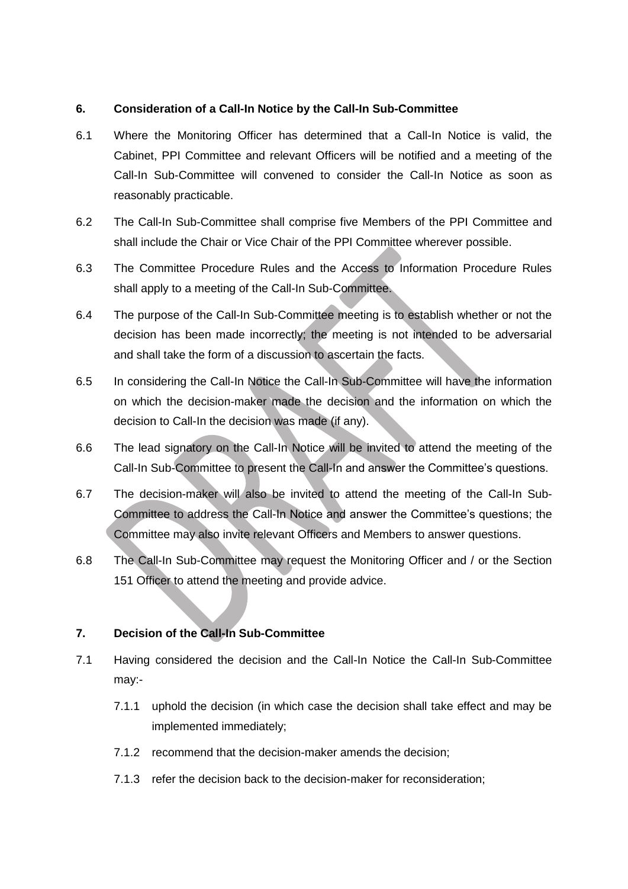## 6. Consideration of a Call-In Notice by the Call-In Sub-Committee

6.1 Where the Monitoring Officer has determined that a Call-In Notice is valid, the Cabinet, PPI Committee and relevant Officers will be notified and a meeting of the Call-In Sub-Committee will convened to consider the Call-In Notice as soon as reasonably practicable.

6.2 The Call-In Sub-Committee shall comprise five Members of the PPI Committee and shall include the Chair or Vice Chair of the PPI Committee wherever possible.

6.3 The Committee Procedure Rules and the Access to Information Procedure Rules shall apply to a meeting of the Call-In Sub-Committee.

6.4 The purpose of the Call-In Sub-Committee meeting is to establish whether or not the decision has been made incorrectly; the meeting is not intended to be adversarial and shall take the form of a discussion to ascertain the facts.

6.5 In considering the Call-In Notice the Call-In Sub-Committee will have the information on which the decision-maker made the decision and the information on which the decision to Call-In the decision was made (if any).

6.6 The lead signatory on the Call-In Notice will be invited to attend the meeting of the Call-In Sub-Committee to present the Call-In and answer the Committee's questions.

6.7 The decision-maker will also be invited to attend the meeting of the Call-In Sub-Committee to address the Call-In Notice and answer the Committee's questions; the Committee may also invite relevant Officers and Members to answer questions.

6.8 The Call-In Sub-Committee may request the Monitoring Officer and / or the Section 151 Officer to attend the meeting and provide advice.

## 7. Decision of the Call-In Sub-Committee

7.1 Having considered the decision and the Call-In Notice the Call-In Sub-Committee may:-

7.1.1 uphold the decision (in which case the decision shall take effect and may be implemented immediately;

7.1.2 recommend that the decision-maker amends the decision;

7.1.3 refer the decision back to the decision-maker for reconsideration;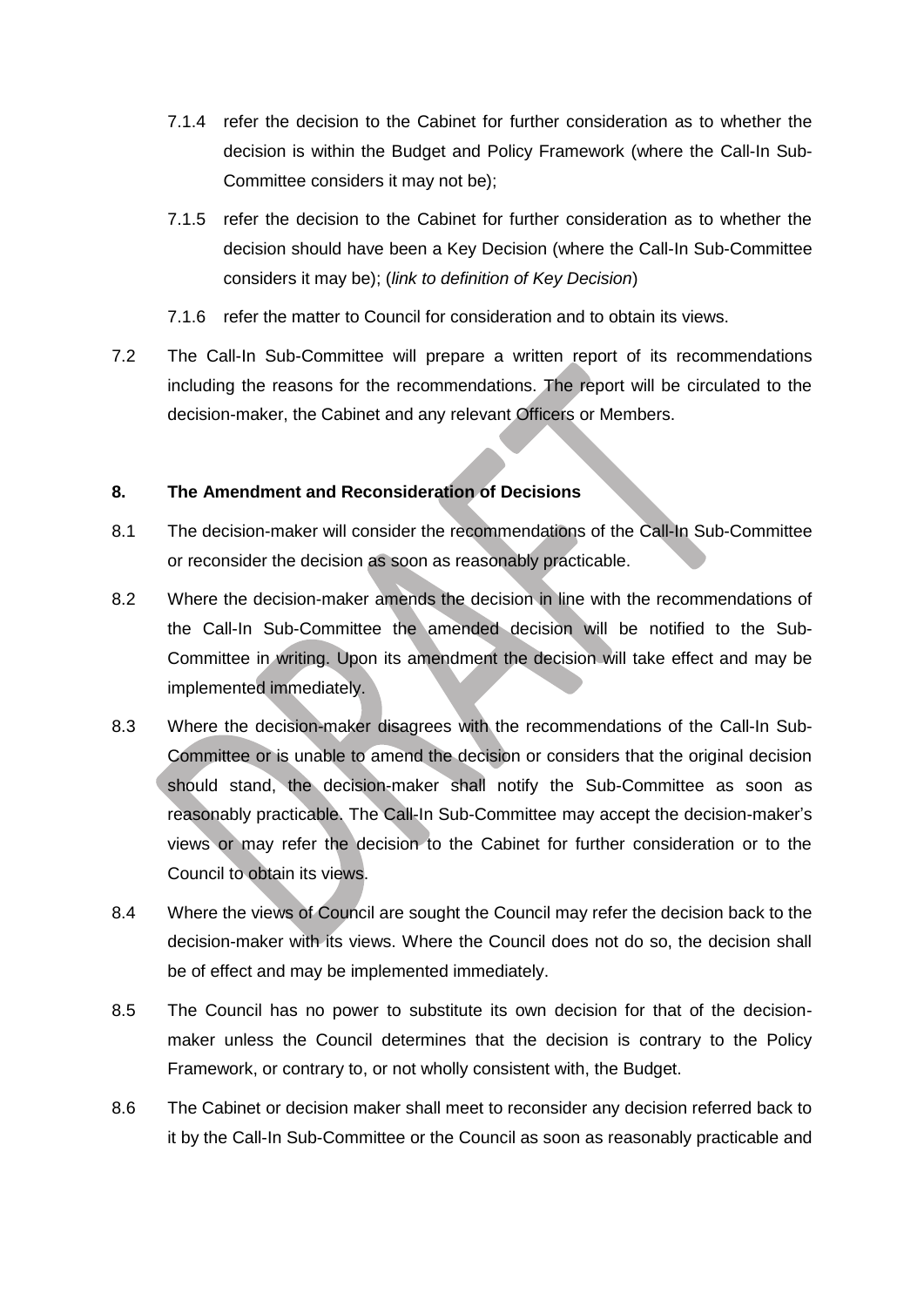7.1.4 refer the decision to the Cabinet for further consideration as to whether the decision is within the Budget and Policy Framework (where the Call-In Sub-Committee considers it may not be);

7.1.5 refer the decision to the Cabinet for further consideration as to whether the decision should have been a Key Decision (where the Call-In Sub-Committee considers it may be); (*link to definition of Key Decision*)

7.1.6 refer the matter to Council for consideration and to obtain its views.

7.2 The Call-In Sub-Committee will prepare a written report of its recommendations including the reasons for the recommendations. The report will be circulated to the decision-maker, the Cabinet and any relevant Officers or Members.

**8. The Amendment and Reconsideration of Decisions**

8.1 The decision-maker will consider the recommendations of the Call-In Sub-Committee or reconsider the decision as soon as reasonably practicable.

8.2 Where the decision-maker amends the decision in line with the recommendations of the Call-In Sub-Committee the amended decision will be notified to the Sub-Committee in writing. Upon its amendment the decision will take effect and may be implemented immediately.

8.3 Where the decision-maker disagrees with the recommendations of the Call-In Sub-Committee or is unable to amend the decision or considers that the original decision should stand, the decision-maker shall notify the Sub-Committee as soon as reasonably practicable. The Call-In Sub-Committee may accept the decision-maker's views or may refer the decision to the Cabinet for further consideration or to the Council to obtain its views.

8.4 Where the views of Council are sought the Council may refer the decision back to the decision-maker with its views. Where the Council does not do so, the decision shall be of effect and may be implemented immediately.

8.5 The Council has no power to substitute its own decision for that of the decision-maker unless the Council determines that the decision is contrary to the Policy Framework, or contrary to, or not wholly consistent with, the Budget.

8.6 The Cabinet or decision maker shall meet to reconsider any decision referred back to it by the Call-In Sub-Committee or the Council as soon as reasonably practicable and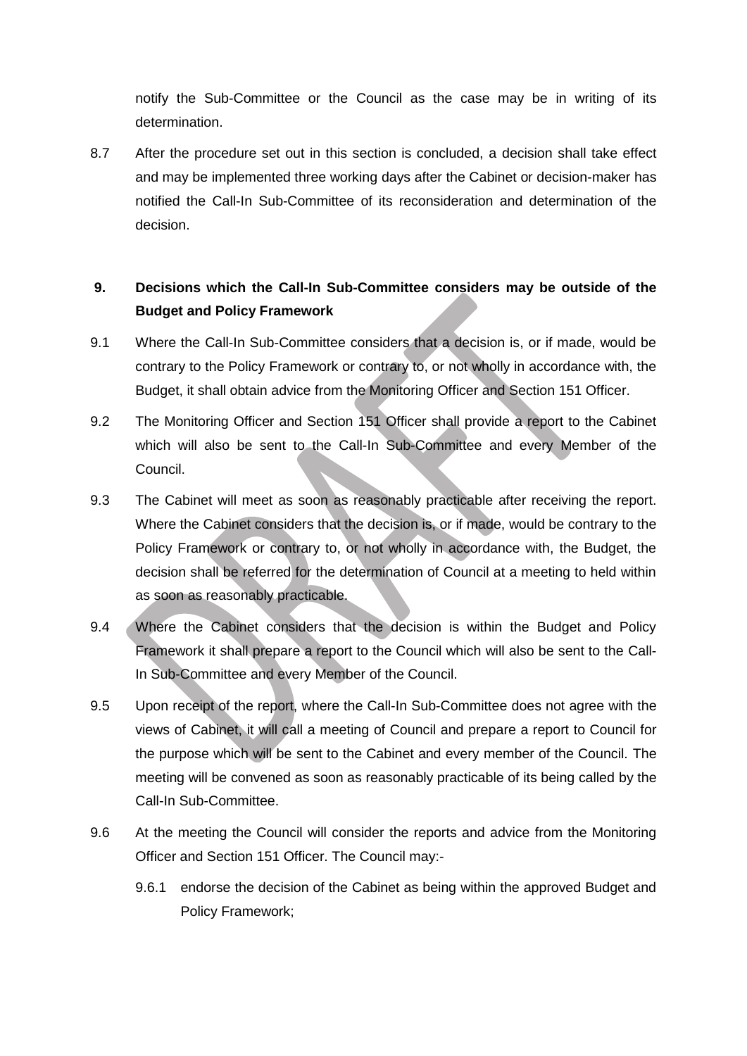notify the Sub-Committee or the Council as the case may be in writing of its determination.

8.7 After the procedure set out in this section is concluded, a decision shall take effect and may be implemented three working days after the Cabinet or decision-maker has notified the Call-In Sub-Committee of its reconsideration and determination of the decision.

## 9. Decisions which the Call-In Sub-Committee considers may be outside of the Budget and Policy Framework

9.1 Where the Call-In Sub-Committee considers that a decision is, or if made, would be contrary to the Policy Framework or contrary to, or not wholly in accordance with, the Budget, it shall obtain advice from the Monitoring Officer and Section 151 Officer.

9.2 The Monitoring Officer and Section 151 Officer shall provide a report to the Cabinet which will also be sent to the Call-In Sub-Committee and every Member of the Council.

9.3 The Cabinet will meet as soon as reasonably practicable after receiving the report. Where the Cabinet considers that the decision is, or if made, would be contrary to the Policy Framework or contrary to, or not wholly in accordance with, the Budget, the decision shall be referred for the determination of Council at a meeting to held within as soon as reasonably practicable.

9.4 Where the Cabinet considers that the decision is within the Budget and Policy Framework it shall prepare a report to the Council which will also be sent to the Call-In Sub-Committee and every Member of the Council.

9.5 Upon receipt of the report, where the Call-In Sub-Committee does not agree with the views of Cabinet, it will call a meeting of Council and prepare a report to Council for the purpose which will be sent to the Cabinet and every member of the Council. The meeting will be convened as soon as reasonably practicable of its being called by the Call-In Sub-Committee.

9.6 At the meeting the Council will consider the reports and advice from the Monitoring Officer and Section 151 Officer. The Council may:-

9.6.1 endorse the decision of the Cabinet as being within the approved Budget and Policy Framework;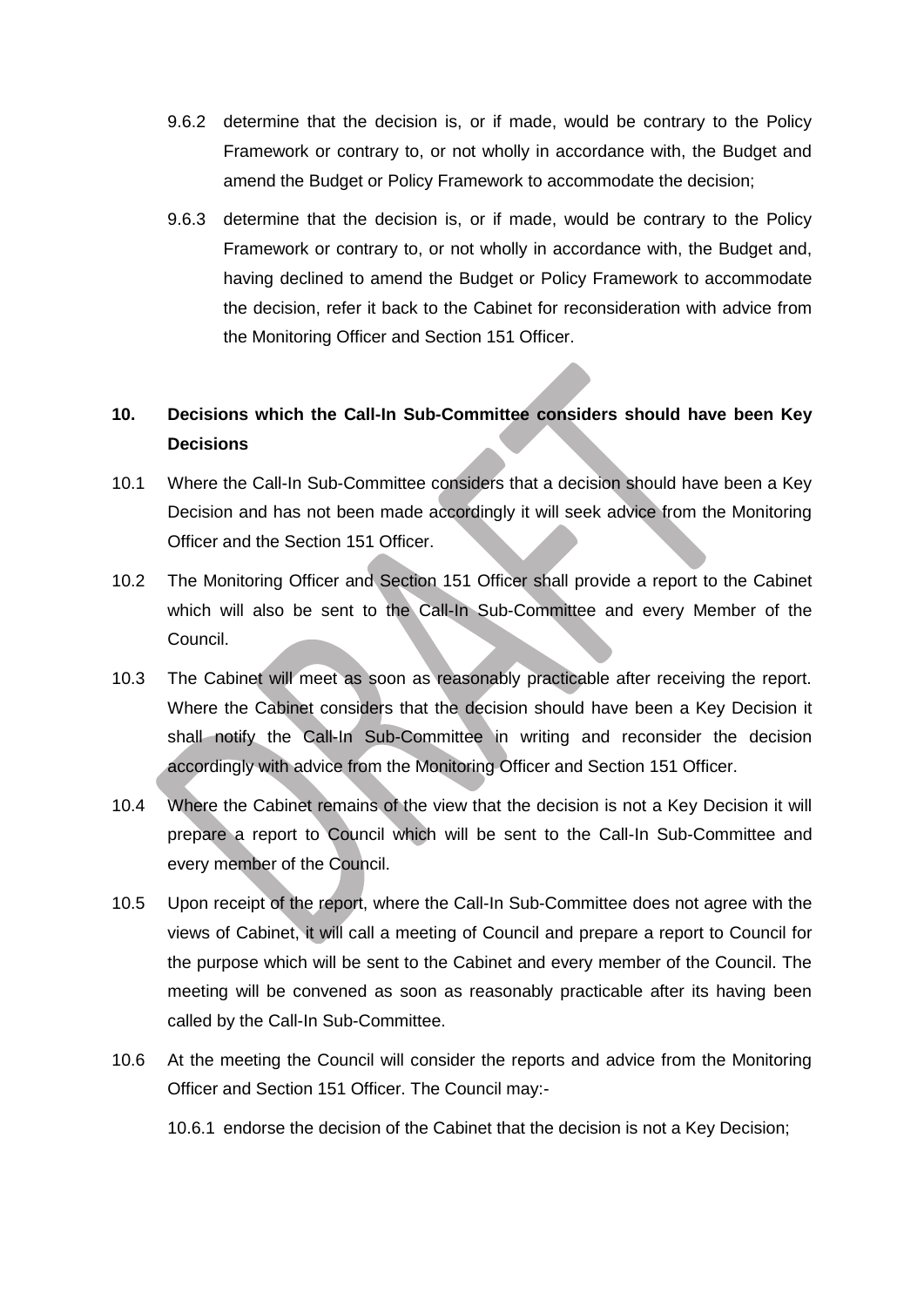9.6.2 determine that the decision is, or if made, would be contrary to the Policy Framework or contrary to, or not wholly in accordance with, the Budget and amend the Budget or Policy Framework to accommodate the decision;

9.6.3 determine that the decision is, or if made, would be contrary to the Policy Framework or contrary to, or not wholly in accordance with, the Budget and, having declined to amend the Budget or Policy Framework to accommodate the decision, refer it back to the Cabinet for reconsideration with advice from the Monitoring Officer and Section 151 Officer.

## 10. Decisions which the Call-In Sub-Committee considers should have been Key Decisions

10.1 Where the Call-In Sub-Committee considers that a decision should have been a Key Decision and has not been made accordingly it will seek advice from the Monitoring Officer and the Section 151 Officer.

10.2 The Monitoring Officer and Section 151 Officer shall provide a report to the Cabinet which will also be sent to the Call-In Sub-Committee and every Member of the Council.

10.3 The Cabinet will meet as soon as reasonably practicable after receiving the report. Where the Cabinet considers that the decision should have been a Key Decision it shall notify the Call-In Sub-Committee in writing and reconsider the decision accordingly with advice from the Monitoring Officer and Section 151 Officer.

10.4 Where the Cabinet remains of the view that the decision is not a Key Decision it will prepare a report to Council which will be sent to the Call-In Sub-Committee and every member of the Council.

10.5 Upon receipt of the report, where the Call-In Sub-Committee does not agree with the views of Cabinet, it will call a meeting of Council and prepare a report to Council for the purpose which will be sent to the Cabinet and every member of the Council. The meeting will be convened as soon as reasonably practicable after its having been called by the Call-In Sub-Committee.

10.6 At the meeting the Council will consider the reports and advice from the Monitoring Officer and Section 151 Officer. The Council may:-

10.6.1 endorse the decision of the Cabinet that the decision is not a Key Decision;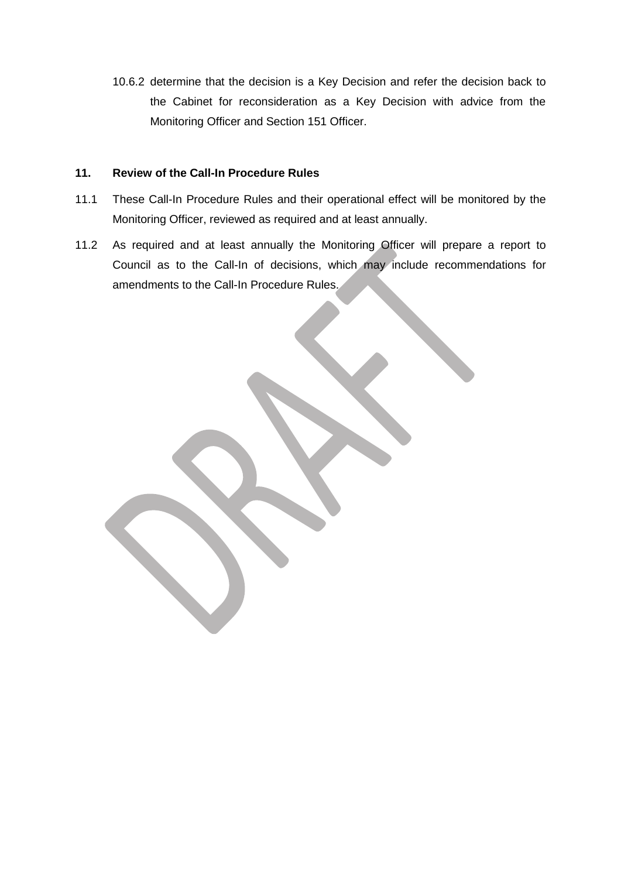10.6.2 determine that the decision is a Key Decision and refer the decision back to the Cabinet for reconsideration as a Key Decision with advice from the Monitoring Officer and Section 151 Officer.

## 11. Review of the Call-In Procedure Rules

11.1 These Call-In Procedure Rules and their operational effect will be monitored by the Monitoring Officer, reviewed as required and at least annually.

11.2 As required and at least annually the Monitoring Officer will prepare a report to Council as to the Call-In of decisions, which may include recommendations for amendments to the Call-In Procedure Rules.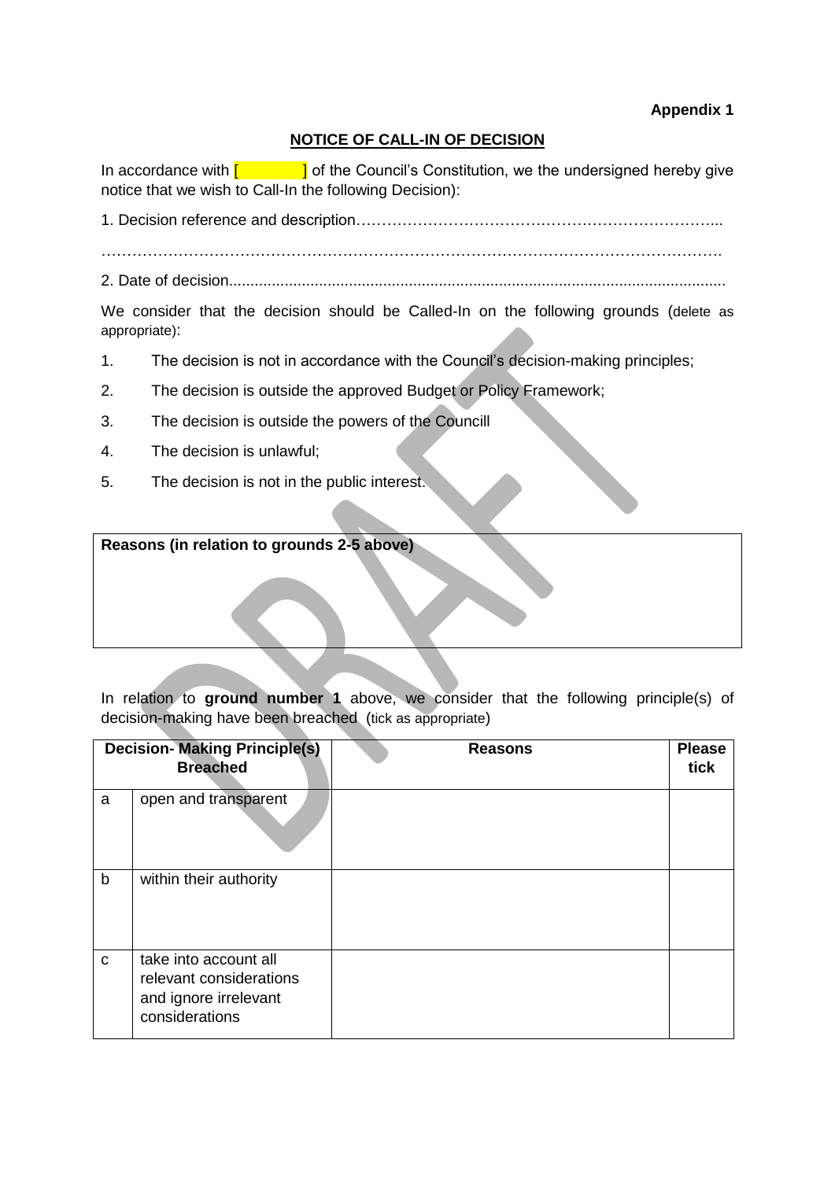**Appendix 1**

## NOTICE OF CALL-IN OF DECISION

In accordance with [        ] of the Council's Constitution, we the undersigned hereby give notice that we wish to Call-In the following Decision):

1. Decision reference and description…………………………………………………………....

…………………………………………………………………………………………………….

2. Date of decision.....................................................................................................................

We consider that the decision should be Called-In on the following grounds (delete as appropriate):

1. The decision is not in accordance with the Council's decision-making principles;
2. The decision is outside the approved Budget or Policy Framework;
3. The decision is outside the powers of the Councill
4. The decision is unlawful;
5. The decision is not in the public interest.

| **Reasons (in relation to grounds 2-5 above)** |
|---|
| |

In relation to **ground number 1** above, we consider that the following principle(s) of decision-making have been breached (tick as appropriate)

| **Decision- Making Principle(s) Breached** | | **Reasons** | **Please tick** |
|---|---|---|---|
| a | open and transparent | | |
| b | within their authority | | |
| c | take into account all relevant considerations and ignore irrelevant considerations | | |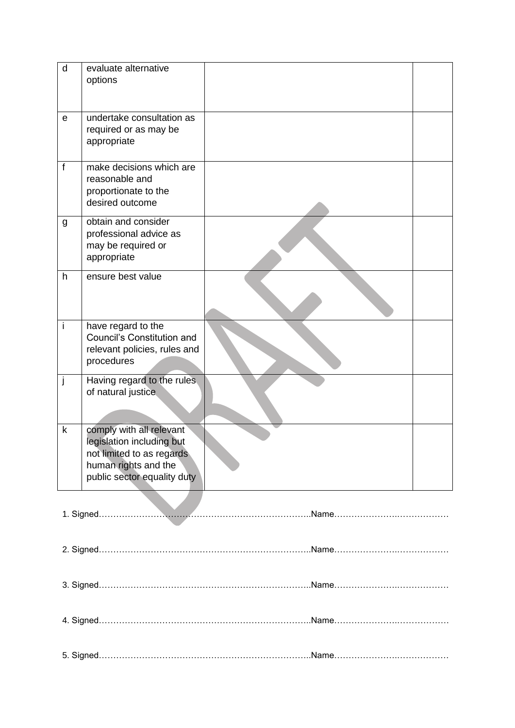| | | | |
|---|---|---|---|
| d | evaluate alternative options | | |
| e | undertake consultation as required or as may be appropriate | | |
| f | make decisions which are reasonable and proportionate to the desired outcome | | |
| g | obtain and consider professional advice as may be required or appropriate | | |
| h | ensure best value | | |
| i | have regard to the Council's Constitution and relevant policies, rules and procedures | | |
| j | Having regard to the rules of natural justice | | |
| k | comply with all relevant legislation including but not limited to as regards human rights and the public sector equality duty | | |

1. Signed…………………………………………………………………..Name……………………..………………

2. Signed…………………………………………………………………..Name……………………..………………

3. Signed…………………………………………………………………..Name……………………..………………

4. Signed…………………………………………………………………..Name……………………..………………

5. Signed…………………………………………………………………..Name……………………..………………